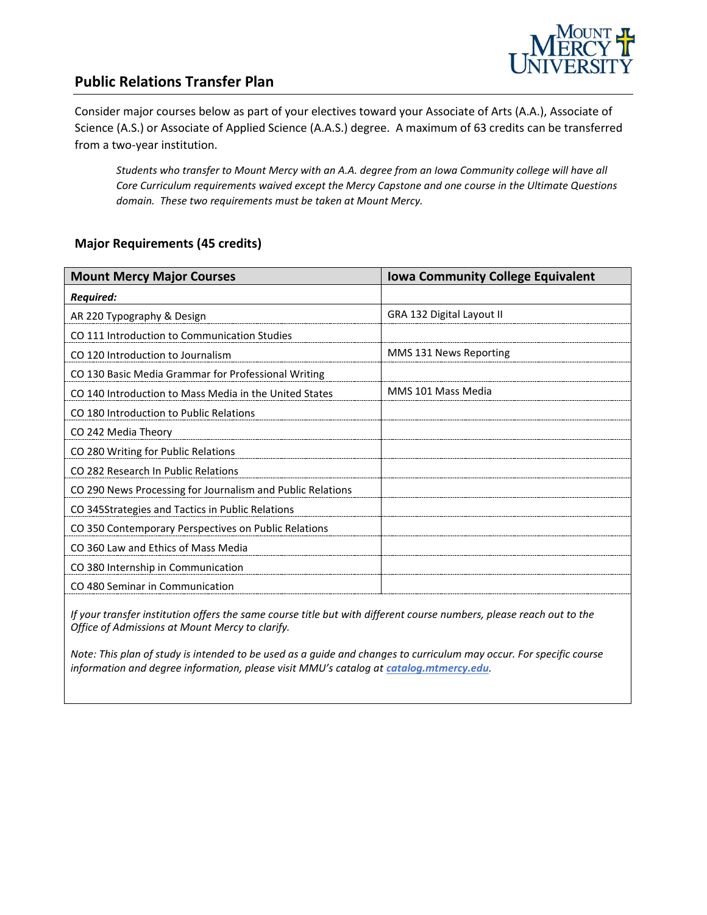## Public Relations Transfer Plan

Consider major courses below as part of your electives toward your Associate of Arts (A.A.), Associate of Science (A.S.) or Associate of Applied Science (A.A.S.) degree. A maximum of 63 credits can be transferred from a two-year institution.

*Students who transfer to Mount Mercy with an A.A. degree from an Iowa Community college will have all Core Curriculum requirements waived except the Mercy Capstone and one course in the Ultimate Questions domain. These two requirements must be taken at Mount Mercy.*

### Major Requirements (45 credits)

| Mount Mercy Major Courses | Iowa Community College Equivalent |
|---|---|
| ***Required:*** | |
| AR 220 Typography & Design | GRA 132 Digital Layout II |
| CO 111 Introduction to Communication Studies | |
| CO 120 Introduction to Journalism | MMS 131 News Reporting |
| CO 130 Basic Media Grammar for Professional Writing | |
| CO 140 Introduction to Mass Media in the United States | MMS 101 Mass Media |
| CO 180 Introduction to Public Relations | |
| CO 242 Media Theory | |
| CO 280 Writing for Public Relations | |
| CO 282 Research In Public Relations | |
| CO 290 News Processing for Journalism and Public Relations | |
| CO 345Strategies and Tactics in Public Relations | |
| CO 350 Contemporary Perspectives on Public Relations | |
| CO 360 Law and Ethics of Mass Media | |
| CO 380 Internship in Communication | |
| CO 480 Seminar in Communication | |

*If your transfer institution offers the same course title but with different course numbers, please reach out to the Office of Admissions at Mount Mercy to clarify.*

*Note: This plan of study is intended to be used as a guide and changes to curriculum may occur. For specific course information and degree information, please visit MMU's catalog at* ***catalog.mtmercy.edu****.*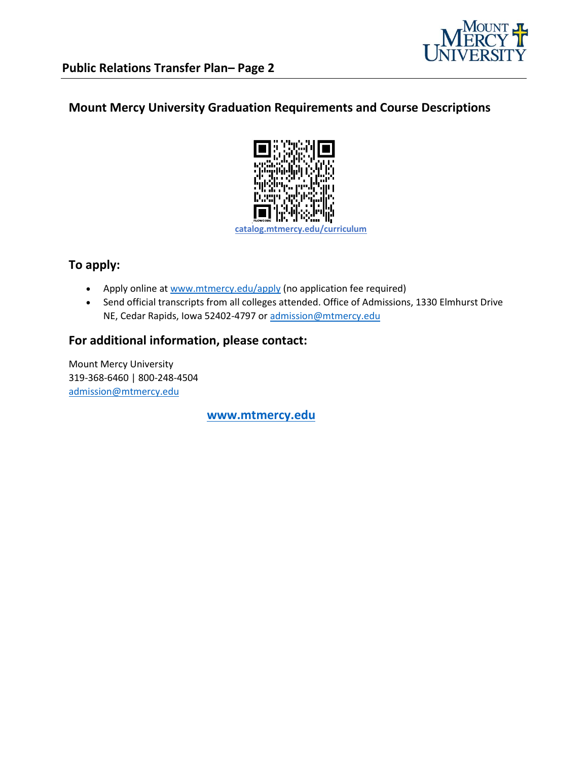## Mount Mercy University Graduation Requirements and Course Descriptions

catalog.mtmercy.edu/curriculum

## To apply:

- Apply online at www.mtmercy.edu/apply (no application fee required)
- Send official transcripts from all colleges attended. Office of Admissions, 1330 Elmhurst Drive NE, Cedar Rapids, Iowa 52402-4797 or admission@mtmercy.edu

## For additional information, please contact:

Mount Mercy University
319-368-6460 | 800-248-4504
admission@mtmercy.edu

**www.mtmercy.edu**